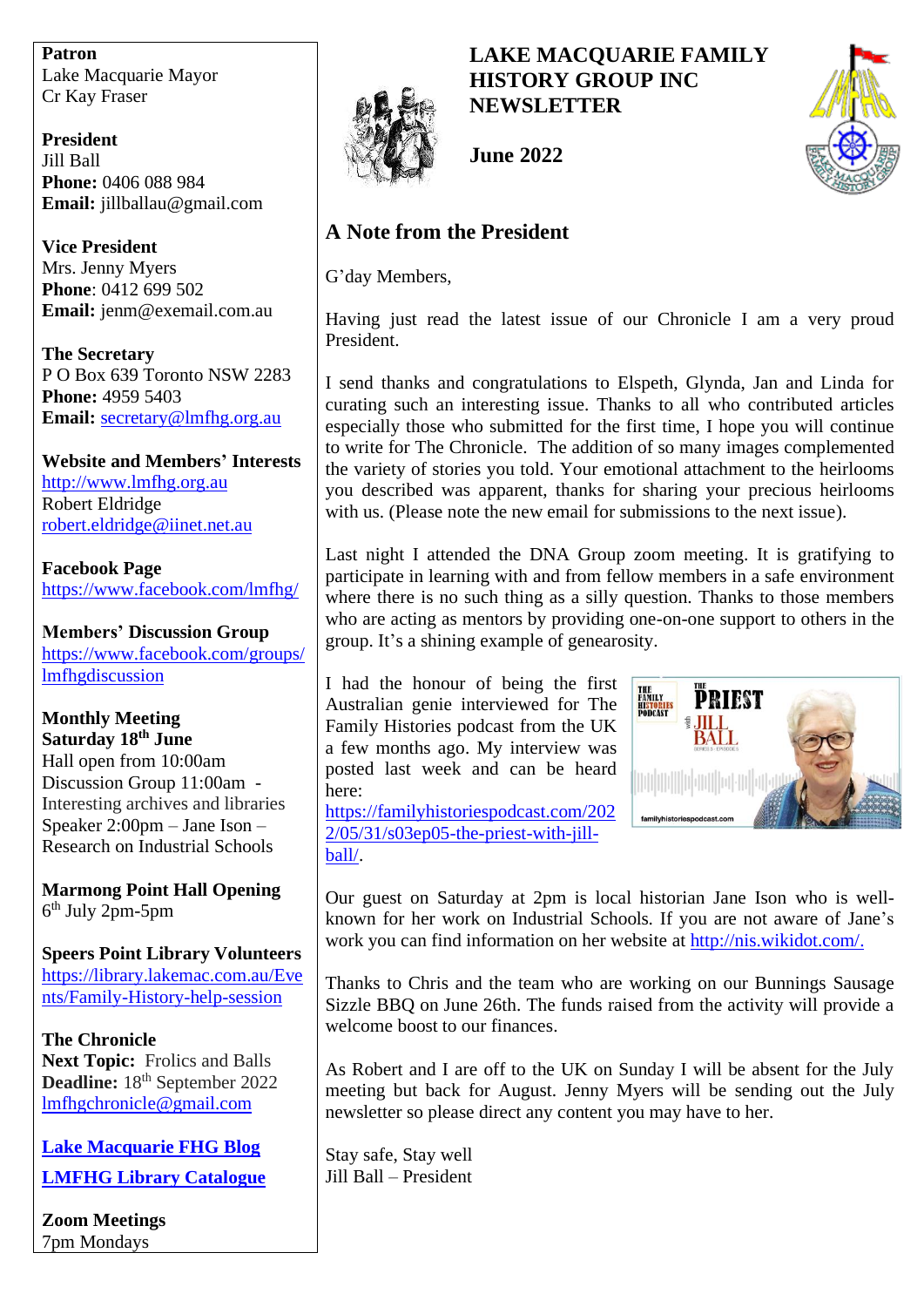# LAKE MACQUARIE FAMILY HISTORY GROUP INC NEWSLETTER

**June 2022**

**Patron**
Lake Macquarie Mayor
Cr Kay Fraser

**President**
Jill Ball
**Phone:** 0406 088 984
**Email:** jillballau@gmail.com

**Vice President**
Mrs. Jenny Myers
**Phone**: 0412 699 502
**Email:** jenm@exemail.com.au

**The Secretary**
P O Box 639 Toronto NSW 2283
**Phone:** 4959 5403
**Email:** secretary@lmfhg.org.au

**Website and Members' Interests**
http://www.lmfhg.org.au
Robert Eldridge
robert.eldridge@iinet.net.au

**Facebook Page**
https://www.facebook.com/lmfhg/

**Members' Discussion Group**
https://www.facebook.com/groups/lmfhgdiscussion

**Monthly Meeting**
**Saturday 18th June**
Hall open from 10:00am
Discussion Group 11:00am - Interesting archives and libraries
Speaker 2:00pm – Jane Ison – Research on Industrial Schools

**Marmong Point Hall Opening**
6th July 2pm-5pm

**Speers Point Library Volunteers**
https://library.lakemac.com.au/Events/Family-History-help-session

**The Chronicle**
**Next Topic:** Frolics and Balls
**Deadline:** 18th September 2022
lmfhgchronicle@gmail.com

**Lake Macquarie FHG Blog**

**LMFHG Library Catalogue**

**Zoom Meetings**
7pm Mondays

## A Note from the President

G'day Members,

Having just read the latest issue of our Chronicle I am a very proud President.

I send thanks and congratulations to Elspeth, Glynda, Jan and Linda for curating such an interesting issue. Thanks to all who contributed articles especially those who submitted for the first time, I hope you will continue to write for The Chronicle. The addition of so many images complemented the variety of stories you told. Your emotional attachment to the heirlooms you described was apparent, thanks for sharing your precious heirlooms with us. (Please note the new email for submissions to the next issue).

Last night I attended the DNA Group zoom meeting. It is gratifying to participate in learning with and from fellow members in a safe environment where there is no such thing as a silly question. Thanks to those members who are acting as mentors by providing one-on-one support to others in the group. It's a shining example of genearosity.

I had the honour of being the first Australian genie interviewed for The Family Histories podcast from the UK a few months ago. My interview was posted last week and can be heard here: https://familyhistoriespodcast.com/2022/05/31/s03ep05-the-priest-with-jill-ball/.

Our guest on Saturday at 2pm is local historian Jane Ison who is well-known for her work on Industrial Schools. If you are not aware of Jane's work you can find information on her website at http://nis.wikidot.com/.

Thanks to Chris and the team who are working on our Bunnings Sausage Sizzle BBQ on June 26th. The funds raised from the activity will provide a welcome boost to our finances.

As Robert and I are off to the UK on Sunday I will be absent for the July meeting but back for August. Jenny Myers will be sending out the July newsletter so please direct any content you may have to her.

Stay safe, Stay well
Jill Ball – President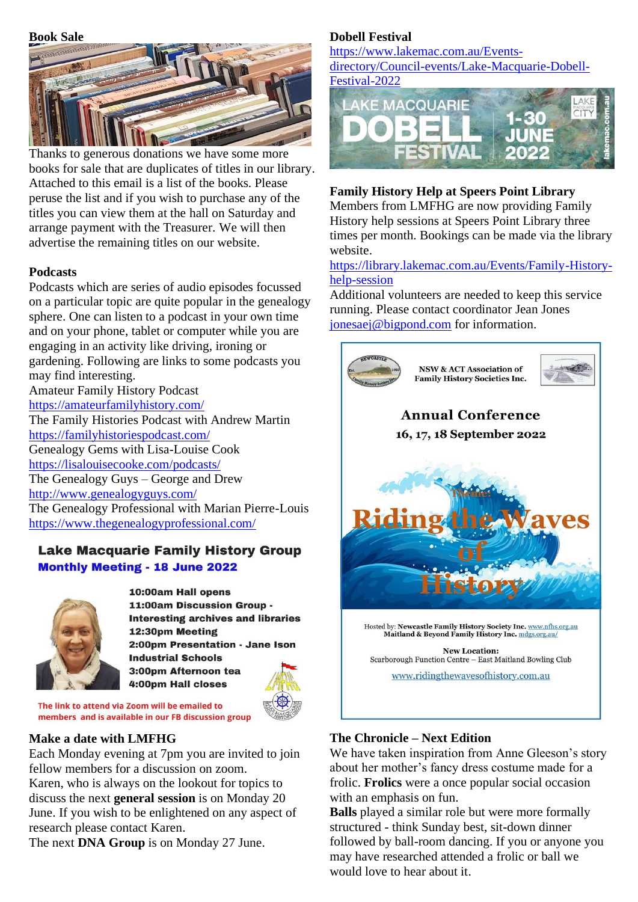### Book Sale

Thanks to generous donations we have some more books for sale that are duplicates of titles in our library. Attached to this email is a list of the books. Please peruse the list and if you wish to purchase any of the titles you can view them at the hall on Saturday and arrange payment with the Treasurer. We will then advertise the remaining titles on our website.

### Podcasts

Podcasts which are series of audio episodes focussed on a particular topic are quite popular in the genealogy sphere. One can listen to a podcast in your own time and on your phone, tablet or computer while you are engaging in an activity like driving, ironing or gardening. Following are links to some podcasts you may find interesting.

Amateur Family History Podcast
https://amateurfamilyhistory.com/
The Family Histories Podcast with Andrew Martin
https://familyhistoriespodcast.com/
Genealogy Gems with Lisa-Louise Cook
https://lisalouisecooke.com/podcasts/
The Genealogy Guys – George and Drew
http://www.genealogyguys.com/
The Genealogy Professional with Marian Pierre-Louis
https://www.thegenealogyprofessional.com/

### Lake Macquarie Family History Group

**Monthly Meeting - 18 June 2022**

**10:00am Hall opens**
**11:00am Discussion Group - Interesting archives and libraries**
**12:30pm Meeting**
**2:00pm Presentation - Jane Ison Industrial Schools**
**3:00pm Afternoon tea**
**4:00pm Hall closes**

The link to attend via Zoom will be emailed to members and is available in our FB discussion group

### Make a date with LMFHG

Each Monday evening at 7pm you are invited to join fellow members for a discussion on zoom.
Karen, who is always on the lookout for topics to discuss the next **general session** is on Monday 20 June. If you wish to be enlightened on any aspect of research please contact Karen.
The next **DNA Group** is on Monday 27 June.

### Dobell Festival

https://www.lakemac.com.au/Events-directory/Council-events/Lake-Macquarie-Dobell-Festival-2022

LAKE MACQUARIE DOBELL FESTIVAL 1-30 JUNE 2022

### Family History Help at Speers Point Library

Members from LMFHG are now providing Family History help sessions at Speers Point Library three times per month. Bookings can be made via the library website.
https://library.lakemac.com.au/Events/Family-History-help-session
Additional volunteers are needed to keep this service running. Please contact coordinator Jean Jones jonesaej@bigpond.com for information.

NSW & ACT Association of Family History Societies Inc.

**Annual Conference**
**16, 17, 18 September 2022**

Theme: Riding the Waves of History

Hosted by: **Newcastle Family History Society Inc.** www.nfhs.org.au
**Maitland & Beyond Family History Inc.** mdgs.org.au/

**New Location:**
Scarborough Function Centre – East Maitland Bowling Club

www.ridingthewavesofhistory.com.au

### The Chronicle – Next Edition

We have taken inspiration from Anne Gleeson's story about her mother's fancy dress costume made for a frolic. **Frolics** were a once popular social occasion with an emphasis on fun.
**Balls** played a similar role but were more formally structured - think Sunday best, sit-down dinner followed by ball-room dancing. If you or anyone you may have researched attended a frolic or ball we would love to hear about it.